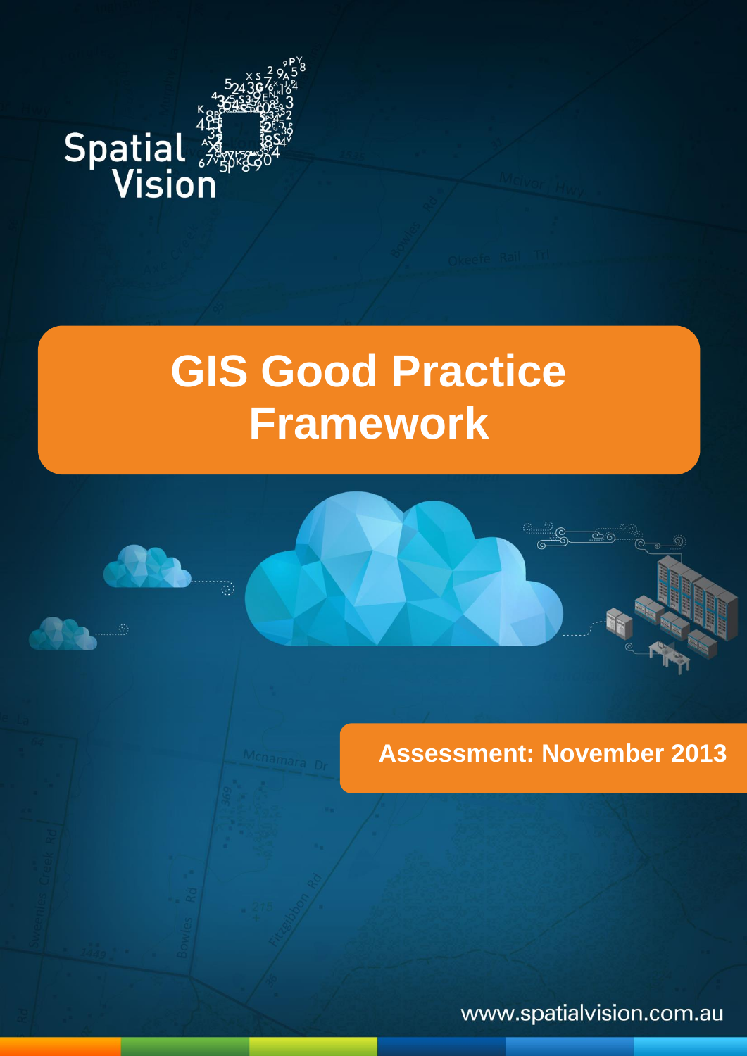Spatial Vision

# GIS Good Practice Framework

**Assessment: November 2013**

www.spatialvision.com.au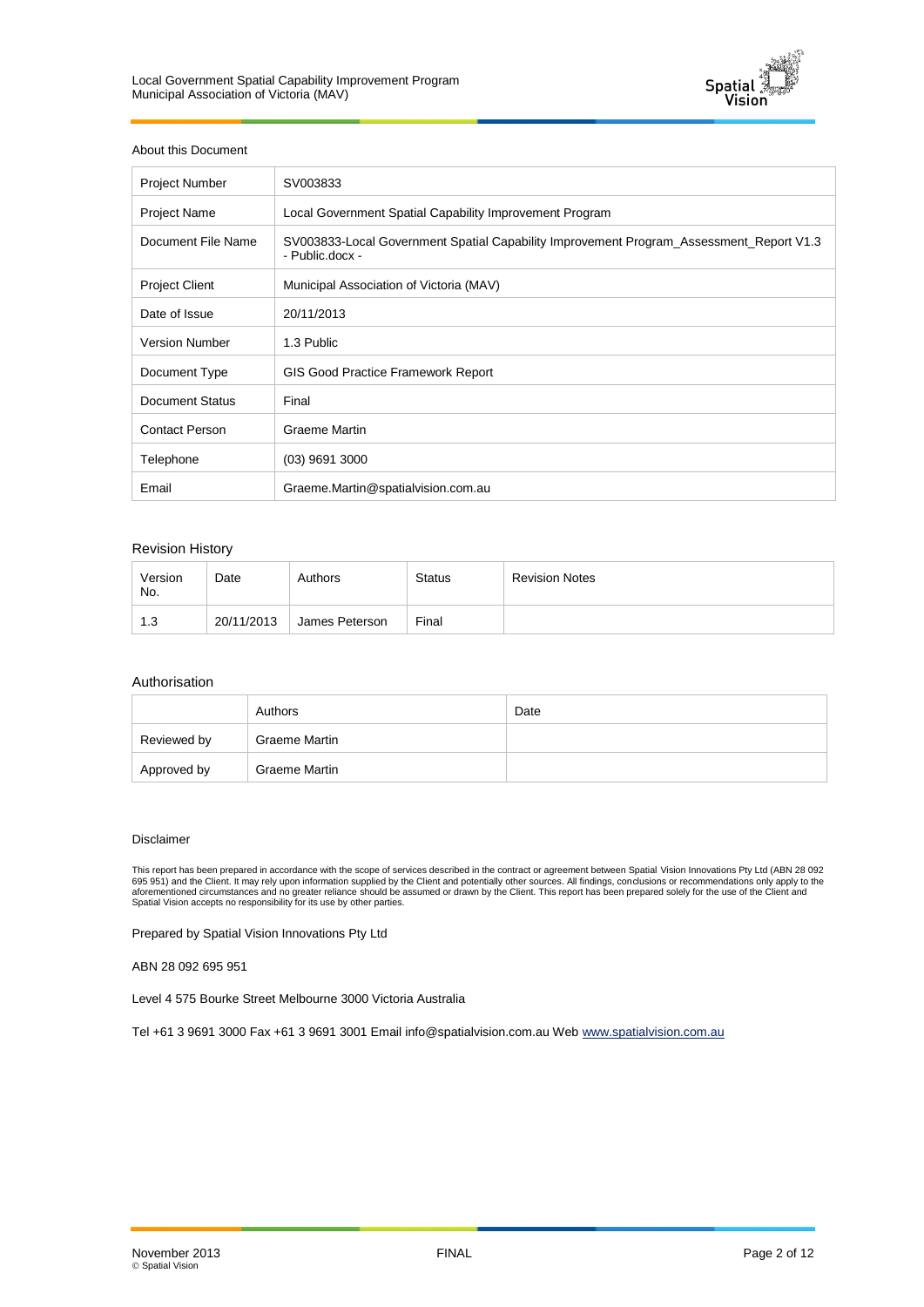About this Document

| Project Number | SV003833 |
| --- | --- |
| Project Name | Local Government Spatial Capability Improvement Program |
| Document File Name | SV003833-Local Government Spatial Capability Improvement Program_Assessment_Report V1.3 - Public.docx - |
| Project Client | Municipal Association of Victoria (MAV) |
| Date of Issue | 20/11/2013 |
| Version Number | 1.3 Public |
| Document Type | GIS Good Practice Framework Report |
| Document Status | Final |
| Contact Person | Graeme Martin |
| Telephone | (03) 9691 3000 |
| Email | Graeme.Martin@spatialvision.com.au |

## Revision History

| Version No. | Date | Authors | Status | Revision Notes |
| --- | --- | --- | --- | --- |
| 1.3 | 20/11/2013 | James Peterson | Final | |

## Authorisation

| | Authors | Date |
| --- | --- | --- |
| Reviewed by | Graeme Martin | |
| Approved by | Graeme Martin | |

Disclaimer

This report has been prepared in accordance with the scope of services described in the contract or agreement between Spatial Vision Innovations Pty Ltd (ABN 28 092 695 951) and the Client. It may rely upon information supplied by the Client and potentially other sources. All findings, conclusions or recommendations only apply to the aforementioned circumstances and no greater reliance should be assumed or drawn by the Client. This report has been prepared solely for the use of the Client and Spatial Vision accepts no responsibility for its use by other parties.

Prepared by Spatial Vision Innovations Pty Ltd

ABN 28 092 695 951

Level 4 575 Bourke Street Melbourne 3000 Victoria Australia

Tel +61 3 9691 3000 Fax +61 3 9691 3001 Email info@spatialvision.com.au Web www.spatialvision.com.au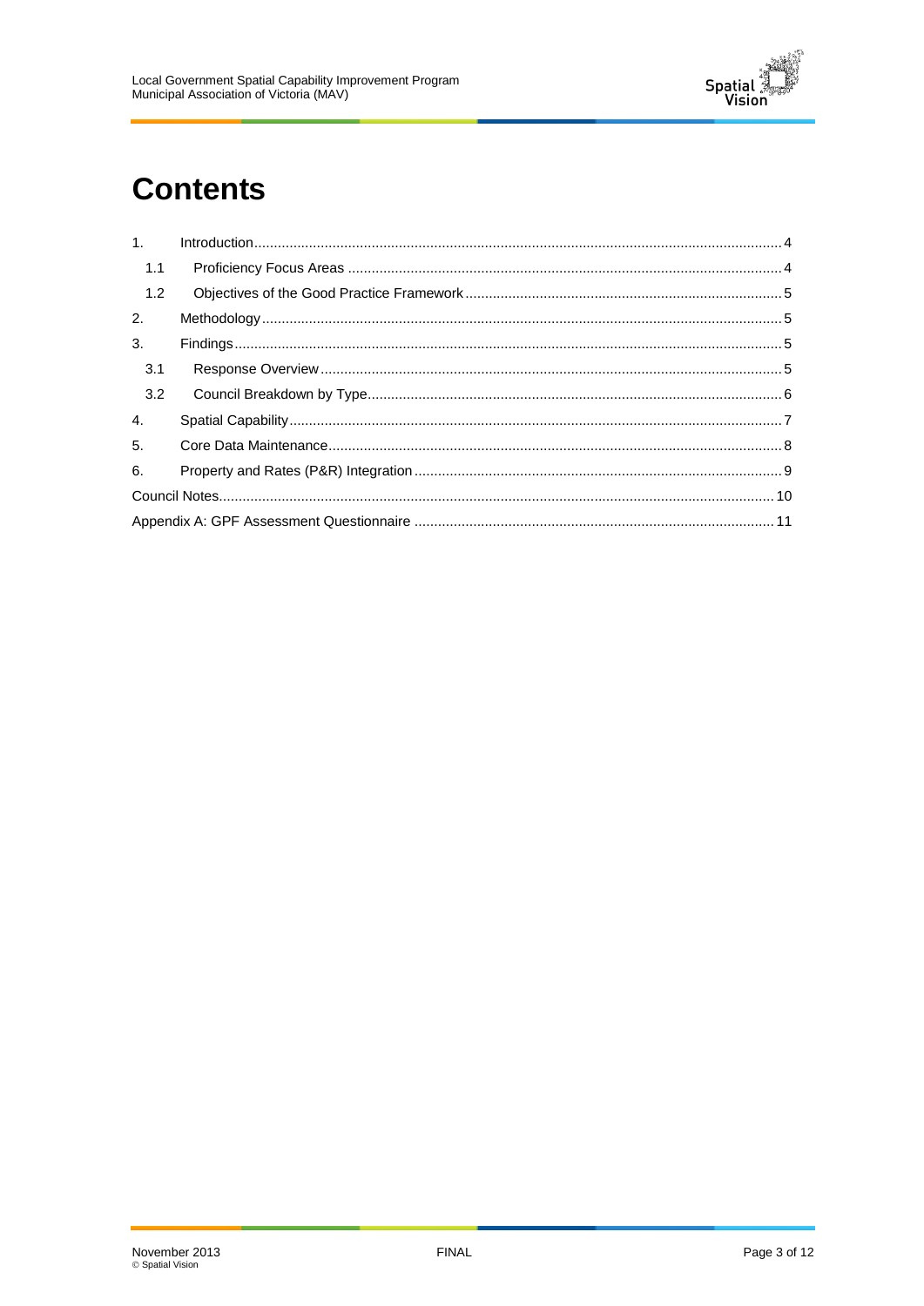# Contents

| | | |
|---|---|---|
| 1. | Introduction | 4 |
| 1.1 | Proficiency Focus Areas | 4 |
| 1.2 | Objectives of the Good Practice Framework | 5 |
| 2. | Methodology | 5 |
| 3. | Findings | 5 |
| 3.1 | Response Overview | 5 |
| 3.2 | Council Breakdown by Type | 6 |
| 4. | Spatial Capability | 7 |
| 5. | Core Data Maintenance | 8 |
| 6. | Property and Rates (P&R) Integration | 9 |
| | Council Notes | 10 |
| | Appendix A: GPF Assessment Questionnaire | 11 |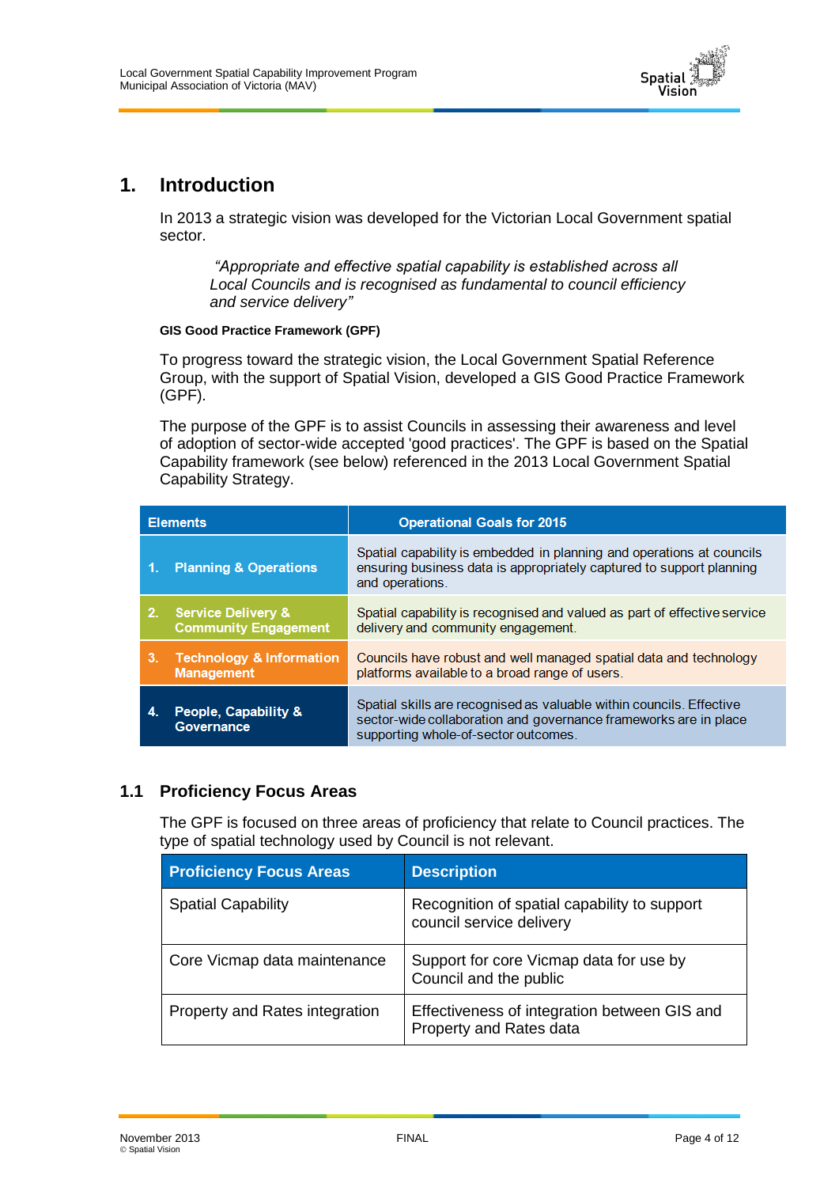# 1. Introduction

In 2013 a strategic vision was developed for the Victorian Local Government spatial sector.

> *"Appropriate and effective spatial capability is established across all Local Councils and is recognised as fundamental to council efficiency and service delivery"*

**GIS Good Practice Framework (GPF)**

To progress toward the strategic vision, the Local Government Spatial Reference Group, with the support of Spatial Vision, developed a GIS Good Practice Framework (GPF).

The purpose of the GPF is to assist Councils in assessing their awareness and level of adoption of sector-wide accepted 'good practices'. The GPF is based on the Spatial Capability framework (see below) referenced in the 2013 Local Government Spatial Capability Strategy.

| Elements | Operational Goals for 2015 |
|---|---|
| 1. Planning & Operations | Spatial capability is embedded in planning and operations at councils ensuring business data is appropriately captured to support planning and operations. |
| 2. Service Delivery & Community Engagement | Spatial capability is recognised and valued as part of effective service delivery and community engagement. |
| 3. Technology & Information Management | Councils have robust and well managed spatial data and technology platforms available to a broad range of users. |
| 4. People, Capability & Governance | Spatial skills are recognised as valuable within councils. Effective sector-wide collaboration and governance frameworks are in place supporting whole-of-sector outcomes. |

## 1.1 Proficiency Focus Areas

The GPF is focused on three areas of proficiency that relate to Council practices. The type of spatial technology used by Council is not relevant.

| Proficiency Focus Areas | Description |
|---|---|
| Spatial Capability | Recognition of spatial capability to support council service delivery |
| Core Vicmap data maintenance | Support for core Vicmap data for use by Council and the public |
| Property and Rates integration | Effectiveness of integration between GIS and Property and Rates data |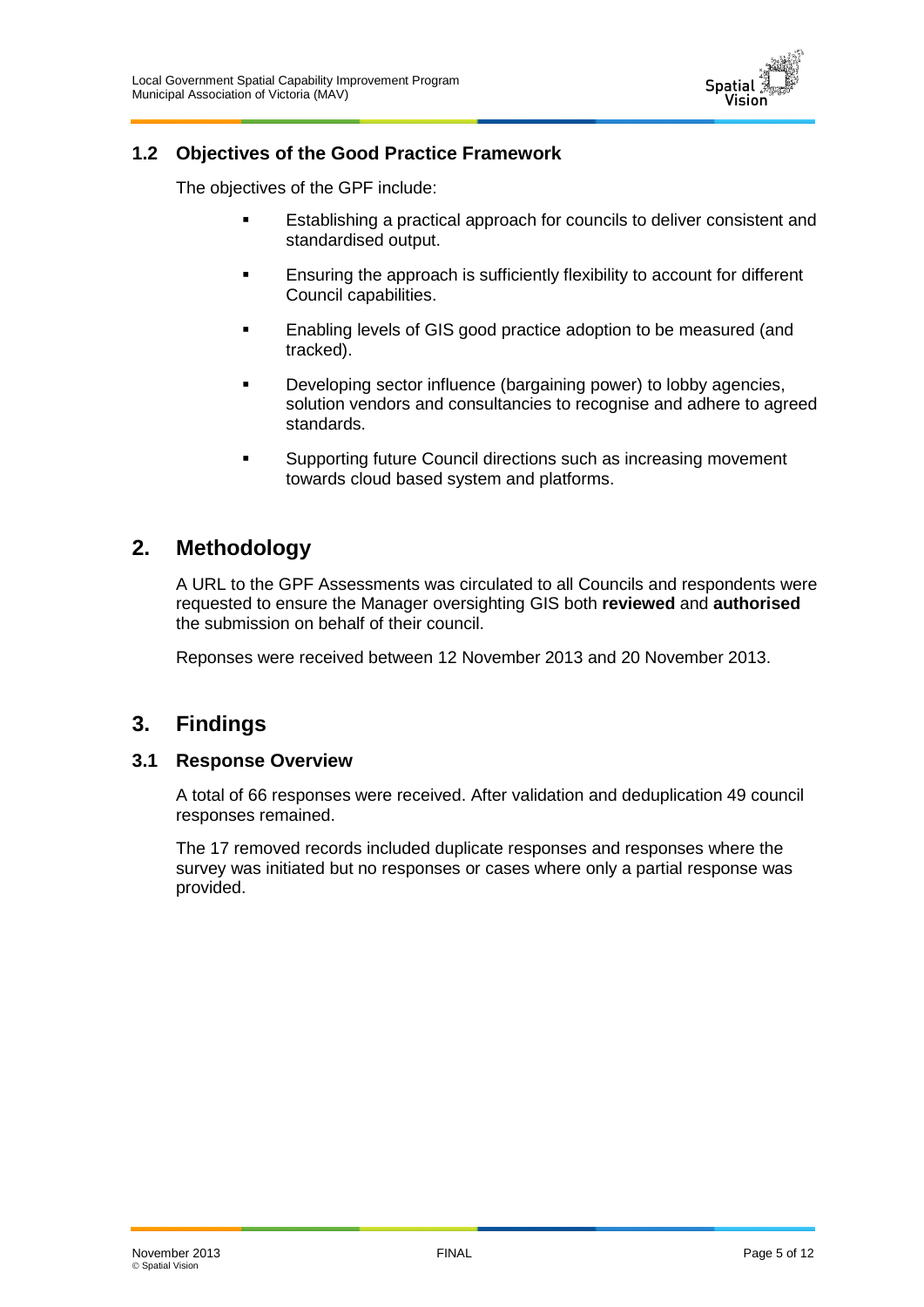### 1.2 Objectives of the Good Practice Framework

The objectives of the GPF include:

- Establishing a practical approach for councils to deliver consistent and standardised output.
- Ensuring the approach is sufficiently flexibility to account for different Council capabilities.
- Enabling levels of GIS good practice adoption to be measured (and tracked).
- Developing sector influence (bargaining power) to lobby agencies, solution vendors and consultancies to recognise and adhere to agreed standards.
- Supporting future Council directions such as increasing movement towards cloud based system and platforms.

## 2. Methodology

A URL to the GPF Assessments was circulated to all Councils and respondents were requested to ensure the Manager oversighting GIS both **reviewed** and **authorised** the submission on behalf of their council.

Reponses were received between 12 November 2013 and 20 November 2013.

## 3. Findings

### 3.1 Response Overview

A total of 66 responses were received. After validation and deduplication 49 council responses remained.

The 17 removed records included duplicate responses and responses where the survey was initiated but no responses or cases where only a partial response was provided.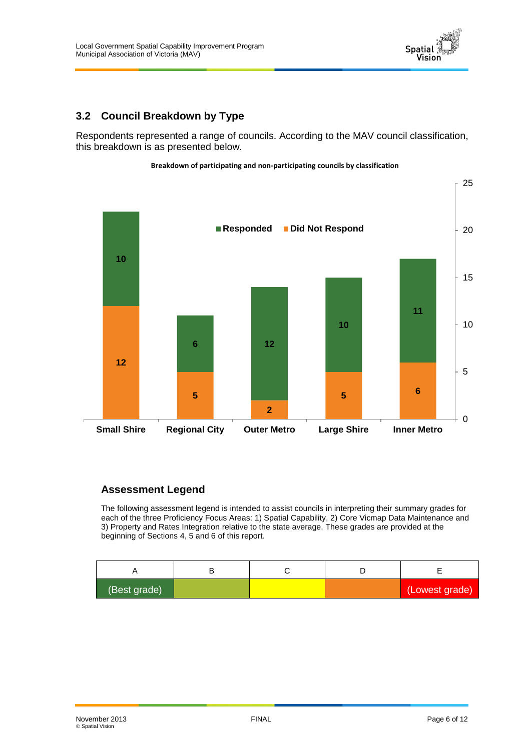## 3.2 Council Breakdown by Type

Respondents represented a range of councils. According to the MAV council classification, this breakdown is as presented below.

**Breakdown of participating and non-participating councils by classification**

| Classification | Responded | Did Not Respond |
|---|---|---|
| Small Shire | 10 | 12 |
| Regional City | 6 | 5 |
| Outer Metro | 12 | 2 |
| Large Shire | 10 | 5 |
| Inner Metro | 11 | 6 |

### Assessment Legend

The following assessment legend is intended to assist councils in interpreting their summary grades for each of the three Proficiency Focus Areas: 1) Spatial Capability, 2) Core Vicmap Data Maintenance and 3) Property and Rates Integration relative to the state average. These grades are provided at the beginning of Sections 4, 5 and 6 of this report.

| A | B | C | D | E |
|---|---|---|---|---|
| (Best grade) | | | | (Lowest grade) |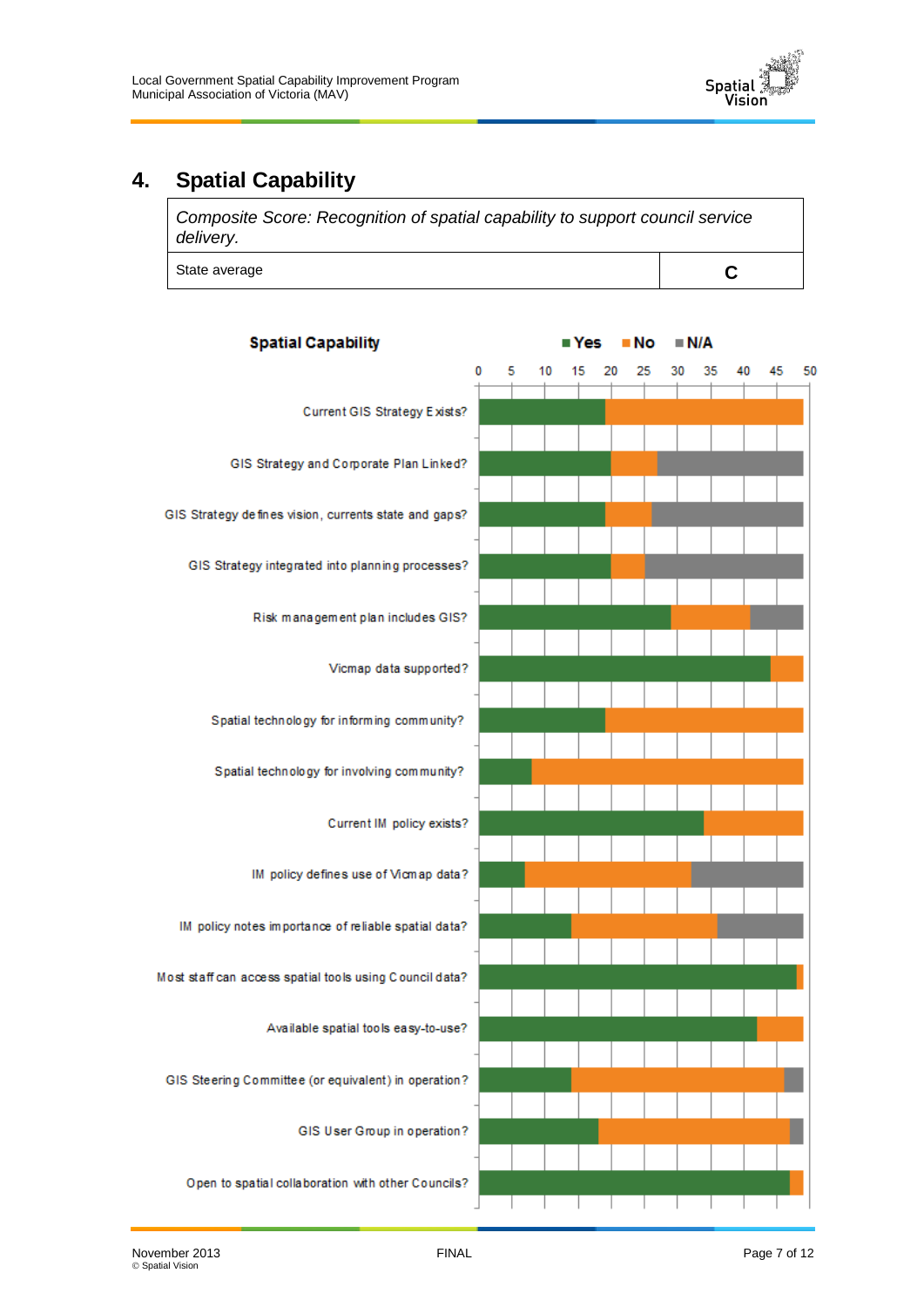## 4. Spatial Capability

| *Composite Score: Recognition of spatial capability to support council service delivery.* | |
|---|---|
| State average | **C** |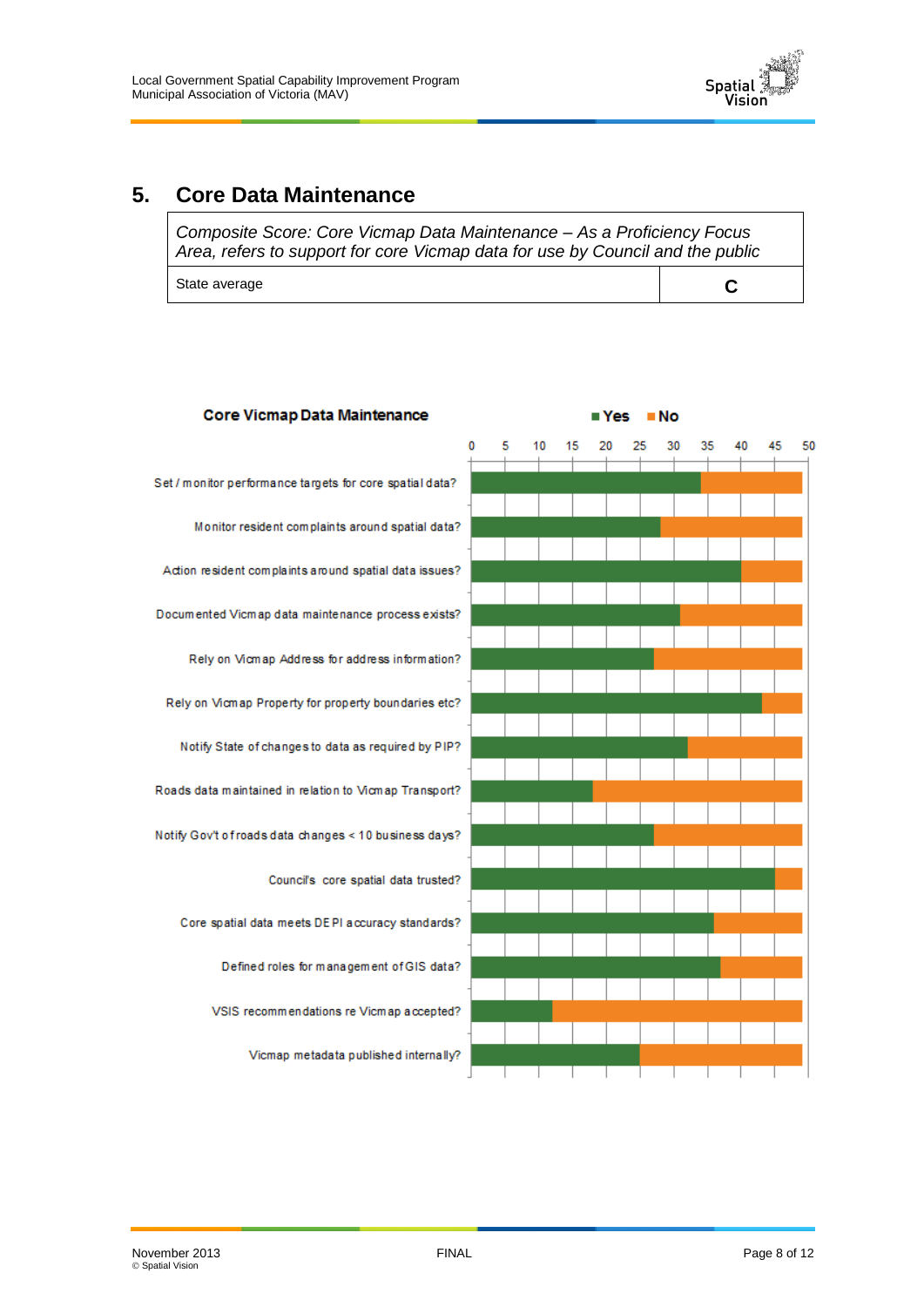## 5. Core Data Maintenance

| *Composite Score: Core Vicmap Data Maintenance – As a Proficiency Focus Area, refers to support for core Vicmap data for use by Council and the public* | |
|---|---|
| State average | **C** |

**Core Vicmap Data Maintenance**

Yes / No

0 5 10 15 20 25 30 35 40 45 50

- Set / monitor performance targets for core spatial data?
- Monitor resident complaints around spatial data?
- Action resident complaints around spatial data issues?
- Documented Vicmap data maintenance process exists?
- Rely on Vicmap Address for address information?
- Rely on Vicmap Property for property boundaries etc?
- Notify State of changes to data as required by PIP?
- Roads data maintained in relation to Vicmap Transport?
- Notify Gov't of roads data changes < 10 business days?
- Council's core spatial data trusted?
- Core spatial data meets DEPI accuracy standards?
- Defined roles for management of GIS data?
- VSIS recommendations re Vicmap accepted?
- Vicmap metadata published internally?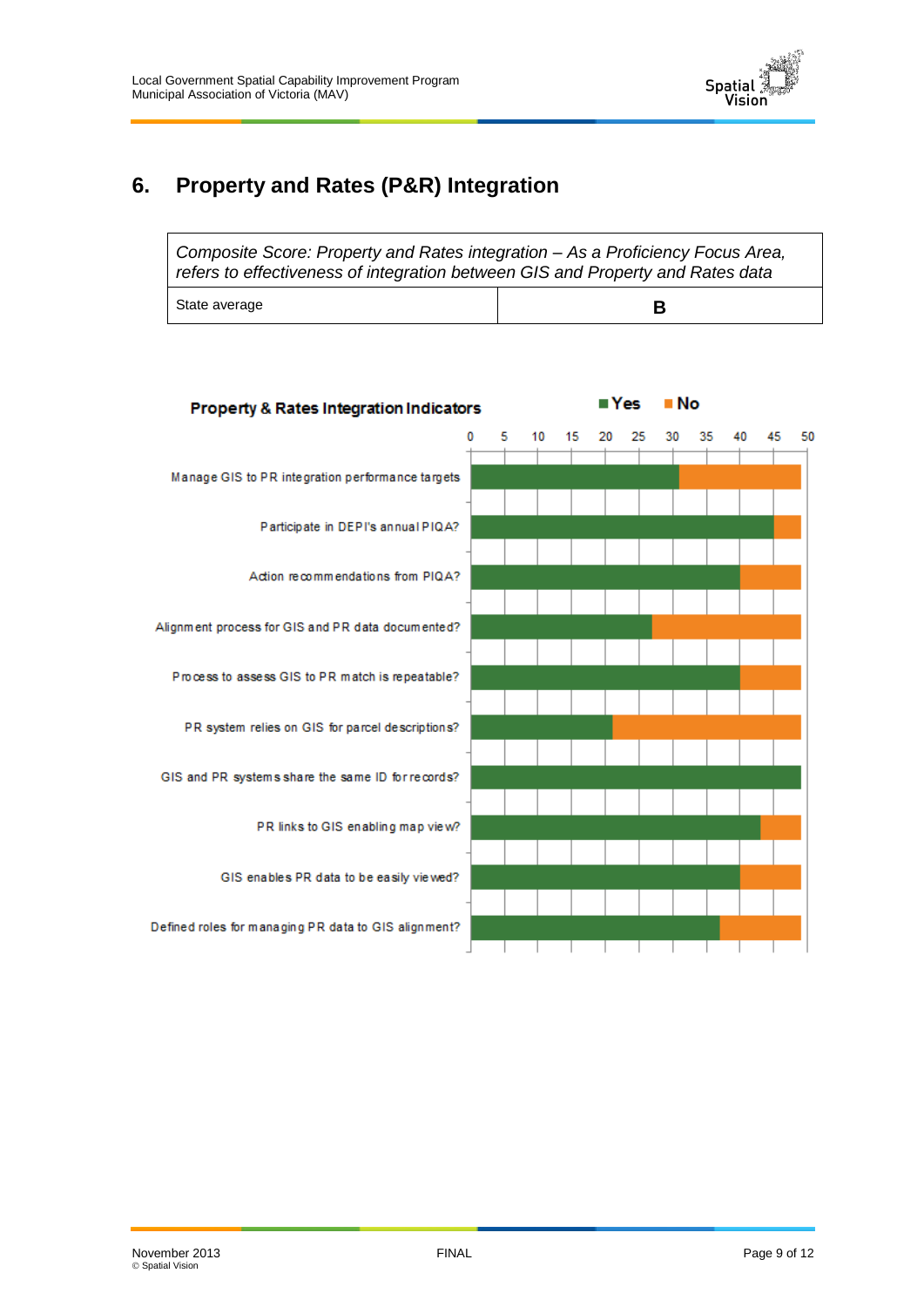# 6. Property and Rates (P&R) Integration

| *Composite Score: Property and Rates integration – As a Proficiency Focus Area, refers to effectiveness of integration between GIS and Property and Rates data* | |
|---|---|
| State average | **B** |

**Property & Rates Integration Indicators**

Legend: Yes, No

Axis: 0, 5, 10, 15, 20, 25, 30, 35, 40, 45, 50

- Manage GIS to PR integration performance targets
- Participate in DEPI's annual PIQA?
- Action recommendations from PIQA?
- Alignment process for GIS and PR data documented?
- Process to assess GIS to PR match is repeatable?
- PR system relies on GIS for parcel descriptions?
- GIS and PR systems share the same ID for records?
- PR links to GIS enabling map view?
- GIS enables PR data to be easily viewed?
- Defined roles for managing PR data to GIS alignment?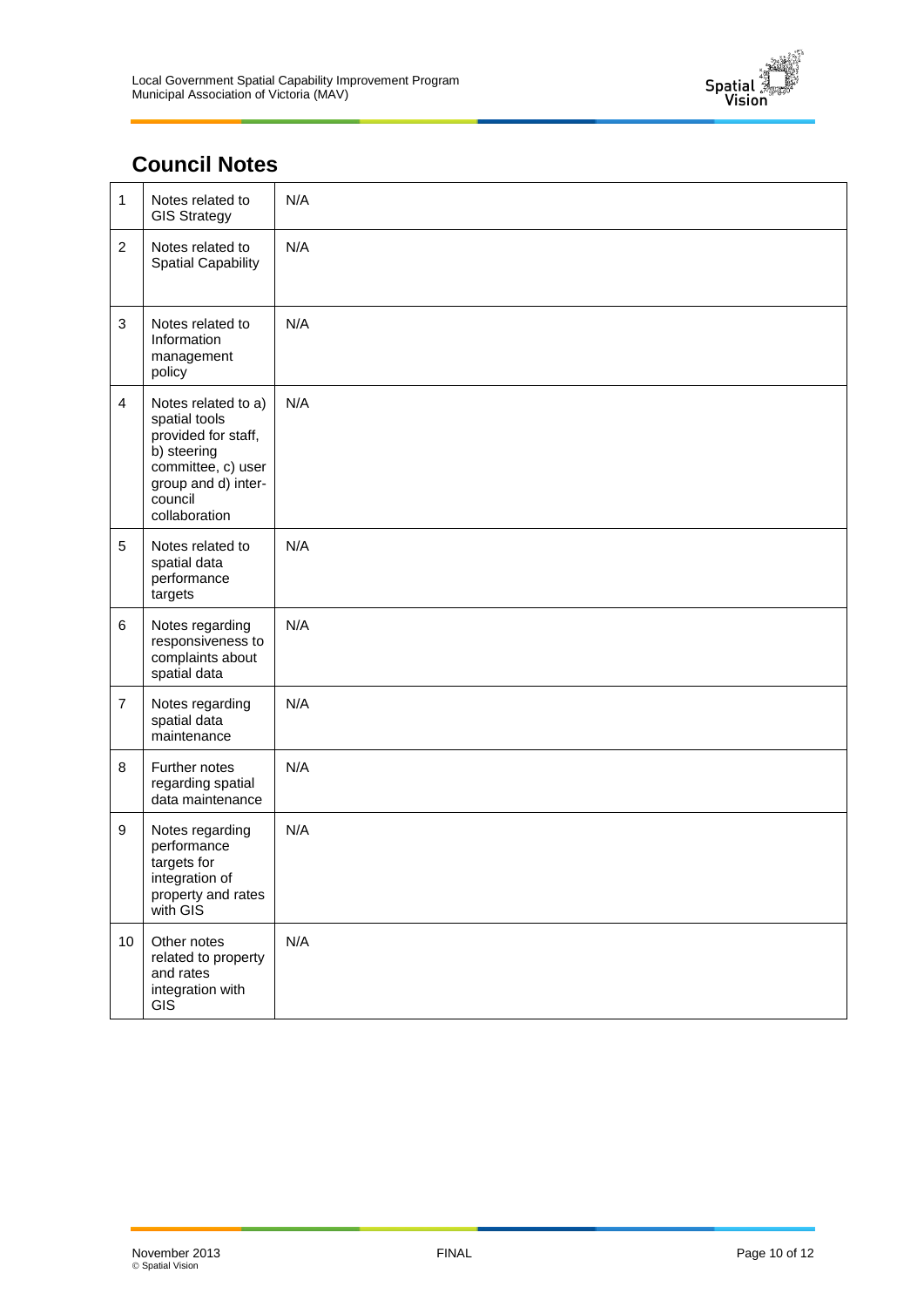## Council Notes

| | | |
|---|---|---|
| 1 | Notes related to GIS Strategy | N/A |
| 2 | Notes related to Spatial Capability | N/A |
| 3 | Notes related to Information management policy | N/A |
| 4 | Notes related to a) spatial tools provided for staff, b) steering committee, c) user group and d) inter-council collaboration | N/A |
| 5 | Notes related to spatial data performance targets | N/A |
| 6 | Notes regarding responsiveness to complaints about spatial data | N/A |
| 7 | Notes regarding spatial data maintenance | N/A |
| 8 | Further notes regarding spatial data maintenance | N/A |
| 9 | Notes regarding performance targets for integration of property and rates with GIS | N/A |
| 10 | Other notes related to property and rates integration with GIS | N/A |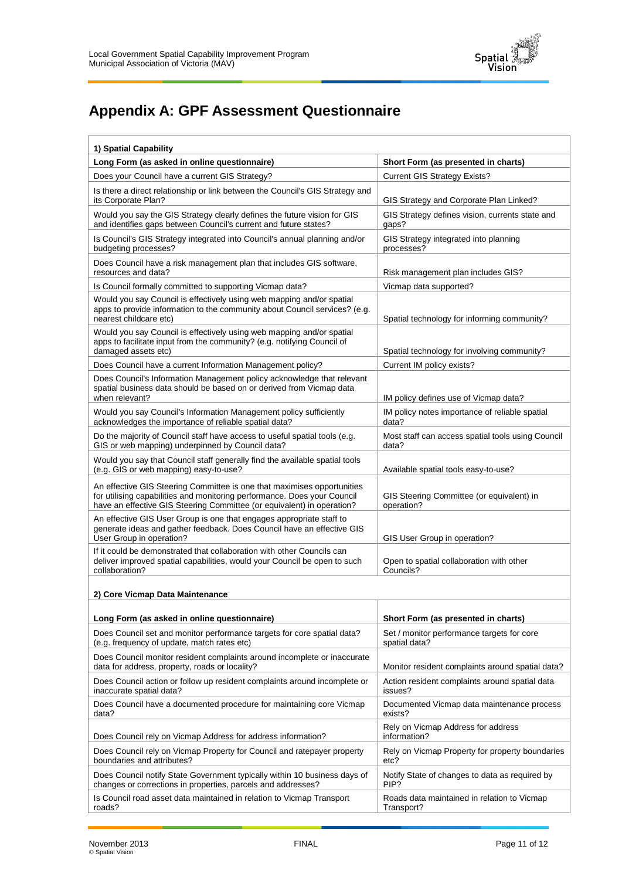# Appendix A: GPF Assessment Questionnaire

| 1) Spatial Capability | |
|---|---|
| **Long Form (as asked in online questionnaire)** | **Short Form (as presented in charts)** |
| Does your Council have a current GIS Strategy? | Current GIS Strategy Exists? |
| Is there a direct relationship or link between the Council's GIS Strategy and its Corporate Plan? | GIS Strategy and Corporate Plan Linked? |
| Would you say the GIS Strategy clearly defines the future vision for GIS and identifies gaps between Council's current and future states? | GIS Strategy defines vision, currents state and gaps? |
| Is Council's GIS Strategy integrated into Council's annual planning and/or budgeting processes? | GIS Strategy integrated into planning processes? |
| Does Council have a risk management plan that includes GIS software, resources and data? | Risk management plan includes GIS? |
| Is Council formally committed to supporting Vicmap data? | Vicmap data supported? |
| Would you say Council is effectively using web mapping and/or spatial apps to provide information to the community about Council services? (e.g. nearest childcare etc) | Spatial technology for informing community? |
| Would you say Council is effectively using web mapping and/or spatial apps to facilitate input from the community? (e.g. notifying Council of damaged assets etc) | Spatial technology for involving community? |
| Does Council have a current Information Management policy? | Current IM policy exists? |
| Does Council's Information Management policy acknowledge that relevant spatial business data should be based on or derived from Vicmap data when relevant? | IM policy defines use of Vicmap data? |
| Would you say Council's Information Management policy sufficiently acknowledges the importance of reliable spatial data? | IM policy notes importance of reliable spatial data? |
| Do the majority of Council staff have access to useful spatial tools (e.g. GIS or web mapping) underpinned by Council data? | Most staff can access spatial tools using Council data? |
| Would you say that Council staff generally find the available spatial tools (e.g. GIS or web mapping) easy-to-use? | Available spatial tools easy-to-use? |
| An effective GIS Steering Committee is one that maximises opportunities for utilising capabilities and monitoring performance. Does your Council have an effective GIS Steering Committee (or equivalent) in operation? | GIS Steering Committee (or equivalent) in operation? |
| An effective GIS User Group is one that engages appropriate staff to generate ideas and gather feedback. Does Council have an effective GIS User Group in operation? | GIS User Group in operation? |
| If it could be demonstrated that collaboration with other Councils can deliver improved spatial capabilities, would your Council be open to such collaboration? | Open to spatial collaboration with other Councils? |

| 2) Core Vicmap Data Maintenance | |
|---|---|
| **Long Form (as asked in online questionnaire)** | **Short Form (as presented in charts)** |
| Does Council set and monitor performance targets for core spatial data? (e.g. frequency of update, match rates etc) | Set / monitor performance targets for core spatial data? |
| Does Council monitor resident complaints around incomplete or inaccurate data for address, property, roads or locality? | Monitor resident complaints around spatial data? |
| Does Council action or follow up resident complaints around incomplete or inaccurate spatial data? | Action resident complaints around spatial data issues? |
| Does Council have a documented procedure for maintaining core Vicmap data? | Documented Vicmap data maintenance process exists? |
| Does Council rely on Vicmap Address for address information? | Rely on Vicmap Address for address information? |
| Does Council rely on Vicmap Property for Council and ratepayer property boundaries and attributes? | Rely on Vicmap Property for property boundaries etc? |
| Does Council notify State Government typically within 10 business days of changes or corrections in properties, parcels and addresses? | Notify State of changes to data as required by PIP? |
| Is Council road asset data maintained in relation to Vicmap Transport roads? | Roads data maintained in relation to Vicmap Transport? |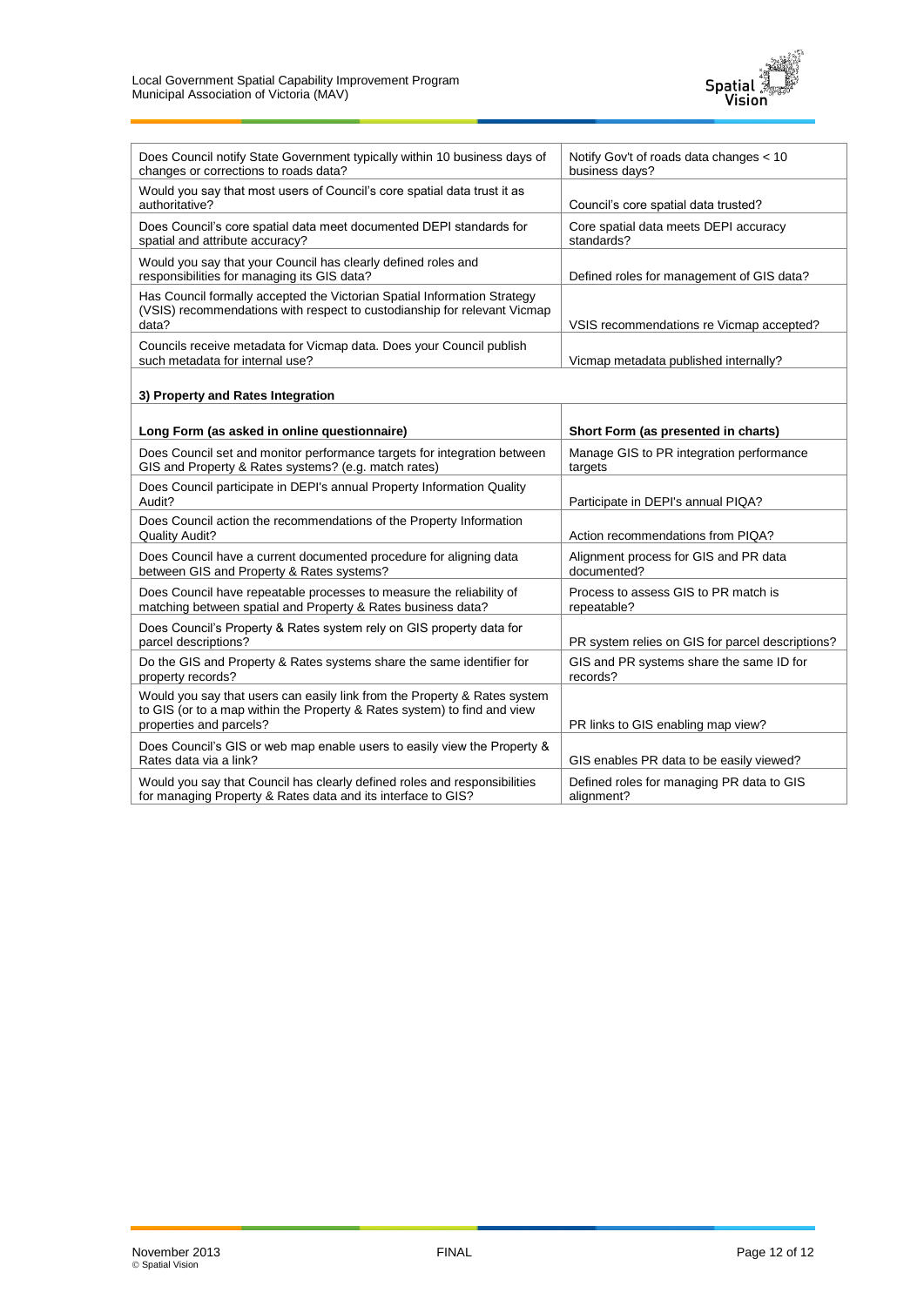| | |
|---|---|
| Does Council notify State Government typically within 10 business days of changes or corrections to roads data? | Notify Gov't of roads data changes < 10 business days? |
| Would you say that most users of Council's core spatial data trust it as authoritative? | Council's core spatial data trusted? |
| Does Council's core spatial data meet documented DEPI standards for spatial and attribute accuracy? | Core spatial data meets DEPI accuracy standards? |
| Would you say that your Council has clearly defined roles and responsibilities for managing its GIS data? | Defined roles for management of GIS data? |
| Has Council formally accepted the Victorian Spatial Information Strategy (VSIS) recommendations with respect to custodianship for relevant Vicmap data? | VSIS recommendations re Vicmap accepted? |
| Councils receive metadata for Vicmap data. Does your Council publish such metadata for internal use? | Vicmap metadata published internally? |

**3) Property and Rates Integration**

| Long Form (as asked in online questionnaire) | Short Form (as presented in charts) |
|---|---|
| Does Council set and monitor performance targets for integration between GIS and Property & Rates systems? (e.g. match rates) | Manage GIS to PR integration performance targets |
| Does Council participate in DEPI's annual Property Information Quality Audit? | Participate in DEPI's annual PIQA? |
| Does Council action the recommendations of the Property Information Quality Audit? | Action recommendations from PIQA? |
| Does Council have a current documented procedure for aligning data between GIS and Property & Rates systems? | Alignment process for GIS and PR data documented? |
| Does Council have repeatable processes to measure the reliability of matching between spatial and Property & Rates business data? | Process to assess GIS to PR match is repeatable? |
| Does Council's Property & Rates system rely on GIS property data for parcel descriptions? | PR system relies on GIS for parcel descriptions? |
| Do the GIS and Property & Rates systems share the same identifier for property records? | GIS and PR systems share the same ID for records? |
| Would you say that users can easily link from the Property & Rates system to GIS (or to a map within the Property & Rates system) to find and view properties and parcels? | PR links to GIS enabling map view? |
| Does Council's GIS or web map enable users to easily view the Property & Rates data via a link? | GIS enables PR data to be easily viewed? |
| Would you say that Council has clearly defined roles and responsibilities for managing Property & Rates data and its interface to GIS? | Defined roles for managing PR data to GIS alignment? |